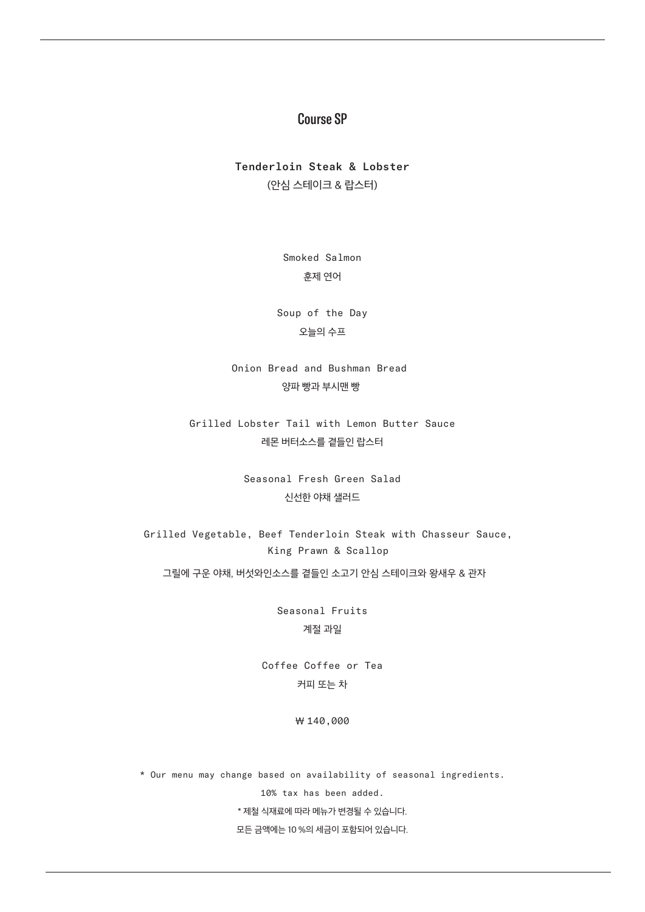# Course SP

**Tenderloin Steak & Lobster**

(안심 스테이크 & 랍스터)

Smoked Salmon

훈제 연어

Soup of the Day

오늘의 수프

Onion Bread and Bushman Bread

양파 빵과 부시맨 빵

Grilled Lobster Tail with Lemon Butter Sauce

레몬 버터소스를 곁들인 랍스터

Seasonal Fresh Green Salad

신선한 야채 샐러드

Grilled Vegetable, Beef Tenderloin Steak with Chasseur Sauce,
King Prawn & Scallop

그릴에 구운 야채, 버섯와인소스를 곁들인 소고기 안심 스테이크와 왕새우 & 관자

Seasonal Fruits

계절 과일

Coffee Coffee or Tea

커피 또는 차

₩ 140,000

* Our menu may change based on availability of seasonal ingredients.

10% tax has been added.

* 제철 식재료에 따라 메뉴가 변경될 수 있습니다.

모든 금액에는 10 %의 세금이 포함되어 있습니다.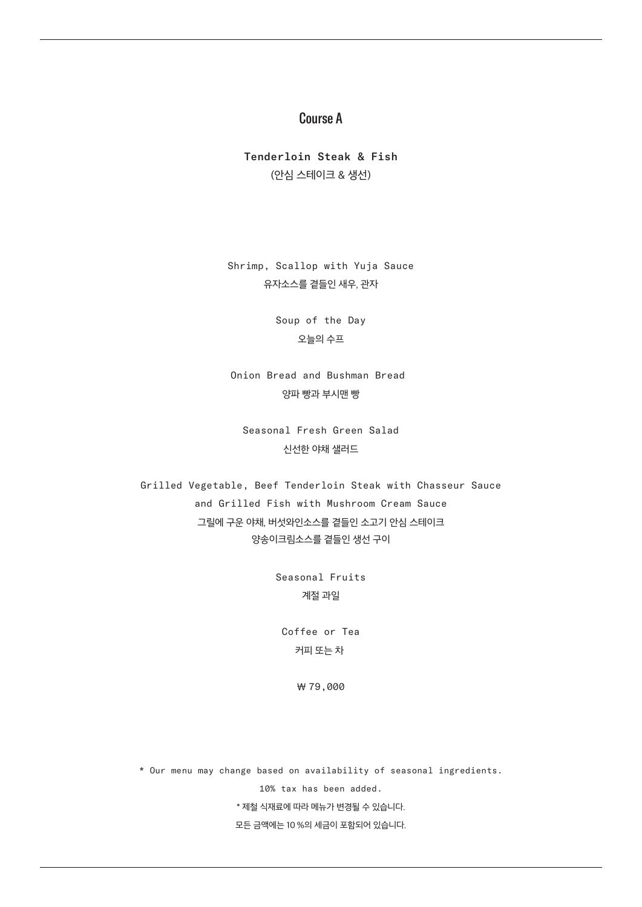# Course A

**Tenderloin Steak & Fish**

(안심 스테이크 & 생선)

Shrimp, Scallop with Yuja Sauce

유자소스를 곁들인 새우, 관자

Soup of the Day

오늘의 수프

Onion Bread and Bushman Bread

양파 빵과 부시맨 빵

Seasonal Fresh Green Salad

신선한 야채 샐러드

Grilled Vegetable, Beef Tenderloin Steak with Chasseur Sauce
and Grilled Fish with Mushroom Cream Sauce

그릴에 구운 야채, 버섯와인소스를 곁들인 소고기 안심 스테이크
양송이크림소스를 곁들인 생선 구이

Seasonal Fruits

계절 과일

Coffee or Tea

커피 또는 차

₩ 79,000

* Our menu may change based on availability of seasonal ingredients.

10% tax has been added.

* 제철 식재료에 따라 메뉴가 변경될 수 있습니다.

모든 금액에는 10 %의 세금이 포함되어 있습니다.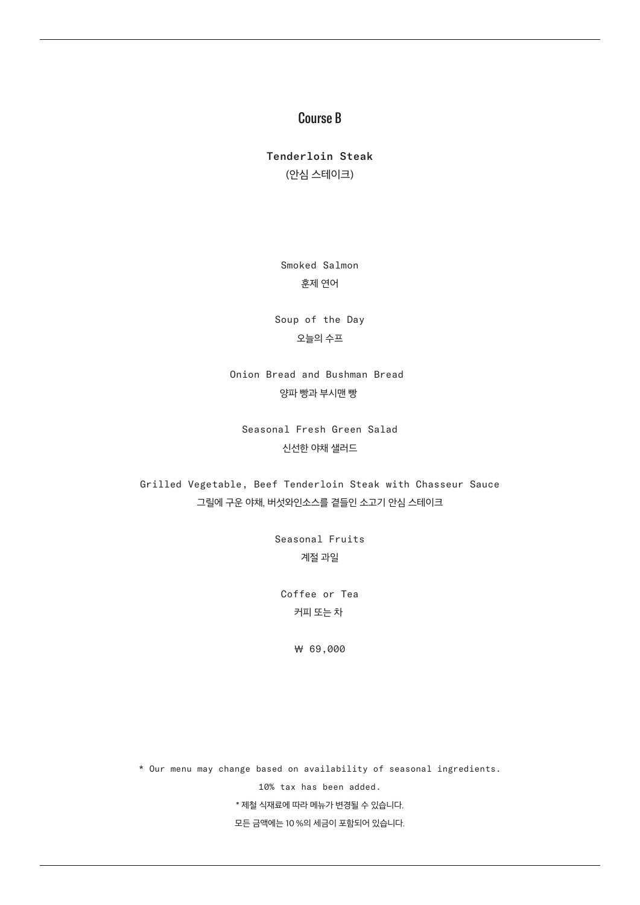# Course B

**Tenderloin Steak**

(안심 스테이크)

Smoked Salmon

훈제 연어

Soup of the Day

오늘의 수프

Onion Bread and Bushman Bread

양파 빵과 부시맨 빵

Seasonal Fresh Green Salad

신선한 야채 샐러드

Grilled Vegetable, Beef Tenderloin Steak with Chasseur Sauce

그릴에 구운 야채, 버섯와인소스를 곁들인 소고기 안심 스테이크

Seasonal Fruits

계절 과일

Coffee or Tea

커피 또는 차

₩ 69,000

* Our menu may change based on availability of seasonal ingredients.

10% tax has been added.

* 제철 식재료에 따라 메뉴가 변경될 수 있습니다.

모든 금액에는 10 %의 세금이 포함되어 있습니다.